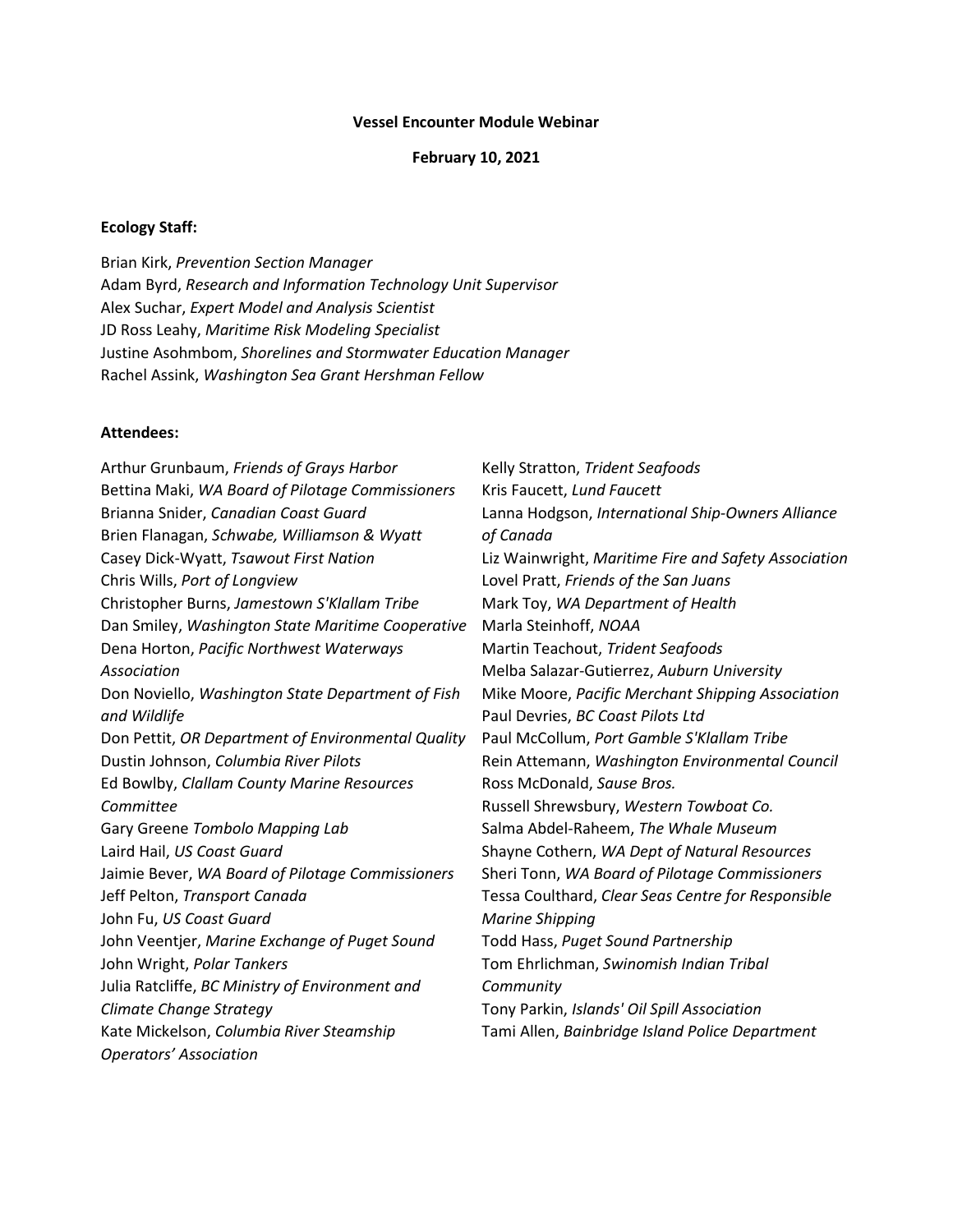**Vessel Encounter Module Webinar**

**February 10, 2021**

**Ecology Staff:**

Brian Kirk, *Prevention Section Manager*
Adam Byrd, *Research and Information Technology Unit Supervisor*
Alex Suchar, *Expert Model and Analysis Scientist*
JD Ross Leahy, *Maritime Risk Modeling Specialist*
Justine Asohmbom, *Shorelines and Stormwater Education Manager*
Rachel Assink, *Washington Sea Grant Hershman Fellow*

**Attendees:**

Arthur Grunbaum, *Friends of Grays Harbor*
Bettina Maki, *WA Board of Pilotage Commissioners*
Brianna Snider, *Canadian Coast Guard*
Brien Flanagan, *Schwabe, Williamson & Wyatt*
Casey Dick-Wyatt, *Tsawout First Nation*
Chris Wills, *Port of Longview*
Christopher Burns, *Jamestown S'Klallam Tribe*
Dan Smiley, *Washington State Maritime Cooperative*
Dena Horton, *Pacific Northwest Waterways Association*
Don Noviello, *Washington State Department of Fish and Wildlife*
Don Pettit, *OR Department of Environmental Quality*
Dustin Johnson, *Columbia River Pilots*
Ed Bowlby, *Clallam County Marine Resources Committee*
Gary Greene *Tombolo Mapping Lab*
Laird Hail, *US Coast Guard*
Jaimie Bever, *WA Board of Pilotage Commissioners*
Jeff Pelton, *Transport Canada*
John Fu, *US Coast Guard*
John Veentjer, *Marine Exchange of Puget Sound*
John Wright, *Polar Tankers*
Julia Ratcliffe, *BC Ministry of Environment and Climate Change Strategy*
Kate Mickelson, *Columbia River Steamship Operators' Association*
Kelly Stratton, *Trident Seafoods*
Kris Faucett, *Lund Faucett*
Lanna Hodgson, *International Ship-Owners Alliance of Canada*
Liz Wainwright, *Maritime Fire and Safety Association*
Lovel Pratt, *Friends of the San Juans*
Mark Toy, *WA Department of Health*
Marla Steinhoff, *NOAA*
Martin Teachout, *Trident Seafoods*
Melba Salazar-Gutierrez, *Auburn University*
Mike Moore, *Pacific Merchant Shipping Association*
Paul Devries, *BC Coast Pilots Ltd*
Paul McCollum, *Port Gamble S'Klallam Tribe*
Rein Attemann, *Washington Environmental Council*
Ross McDonald, *Sause Bros.*
Russell Shrewsbury, *Western Towboat Co.*
Salma Abdel-Raheem, *The Whale Museum*
Shayne Cothern, *WA Dept of Natural Resources*
Sheri Tonn, *WA Board of Pilotage Commissioners*
Tessa Coulthard, *Clear Seas Centre for Responsible Marine Shipping*
Todd Hass, *Puget Sound Partnership*
Tom Ehrlichman, *Swinomish Indian Tribal Community*
Tony Parkin, *Islands' Oil Spill Association*
Tami Allen, *Bainbridge Island Police Department*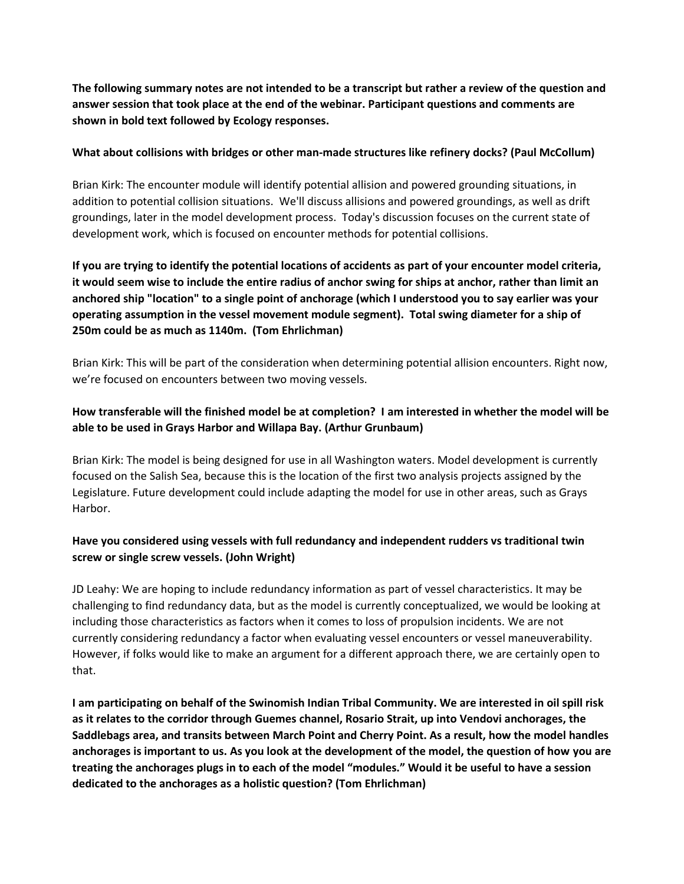**The following summary notes are not intended to be a transcript but rather a review of the question and answer session that took place at the end of the webinar. Participant questions and comments are shown in bold text followed by Ecology responses.**

**What about collisions with bridges or other man-made structures like refinery docks? (Paul McCollum)**

Brian Kirk: The encounter module will identify potential allision and powered grounding situations, in addition to potential collision situations. We'll discuss allisions and powered groundings, as well as drift groundings, later in the model development process. Today's discussion focuses on the current state of development work, which is focused on encounter methods for potential collisions.

**If you are trying to identify the potential locations of accidents as part of your encounter model criteria, it would seem wise to include the entire radius of anchor swing for ships at anchor, rather than limit an anchored ship "location" to a single point of anchorage (which I understood you to say earlier was your operating assumption in the vessel movement module segment). Total swing diameter for a ship of 250m could be as much as 1140m. (Tom Ehrlichman)**

Brian Kirk: This will be part of the consideration when determining potential allision encounters. Right now, we're focused on encounters between two moving vessels.

**How transferable will the finished model be at completion? I am interested in whether the model will be able to be used in Grays Harbor and Willapa Bay. (Arthur Grunbaum)**

Brian Kirk: The model is being designed for use in all Washington waters. Model development is currently focused on the Salish Sea, because this is the location of the first two analysis projects assigned by the Legislature. Future development could include adapting the model for use in other areas, such as Grays Harbor.

**Have you considered using vessels with full redundancy and independent rudders vs traditional twin screw or single screw vessels. (John Wright)**

JD Leahy: We are hoping to include redundancy information as part of vessel characteristics. It may be challenging to find redundancy data, but as the model is currently conceptualized, we would be looking at including those characteristics as factors when it comes to loss of propulsion incidents. We are not currently considering redundancy a factor when evaluating vessel encounters or vessel maneuverability. However, if folks would like to make an argument for a different approach there, we are certainly open to that.

**I am participating on behalf of the Swinomish Indian Tribal Community. We are interested in oil spill risk as it relates to the corridor through Guemes channel, Rosario Strait, up into Vendovi anchorages, the Saddlebags area, and transits between March Point and Cherry Point. As a result, how the model handles anchorages is important to us. As you look at the development of the model, the question of how you are treating the anchorages plugs in to each of the model "modules." Would it be useful to have a session dedicated to the anchorages as a holistic question? (Tom Ehrlichman)**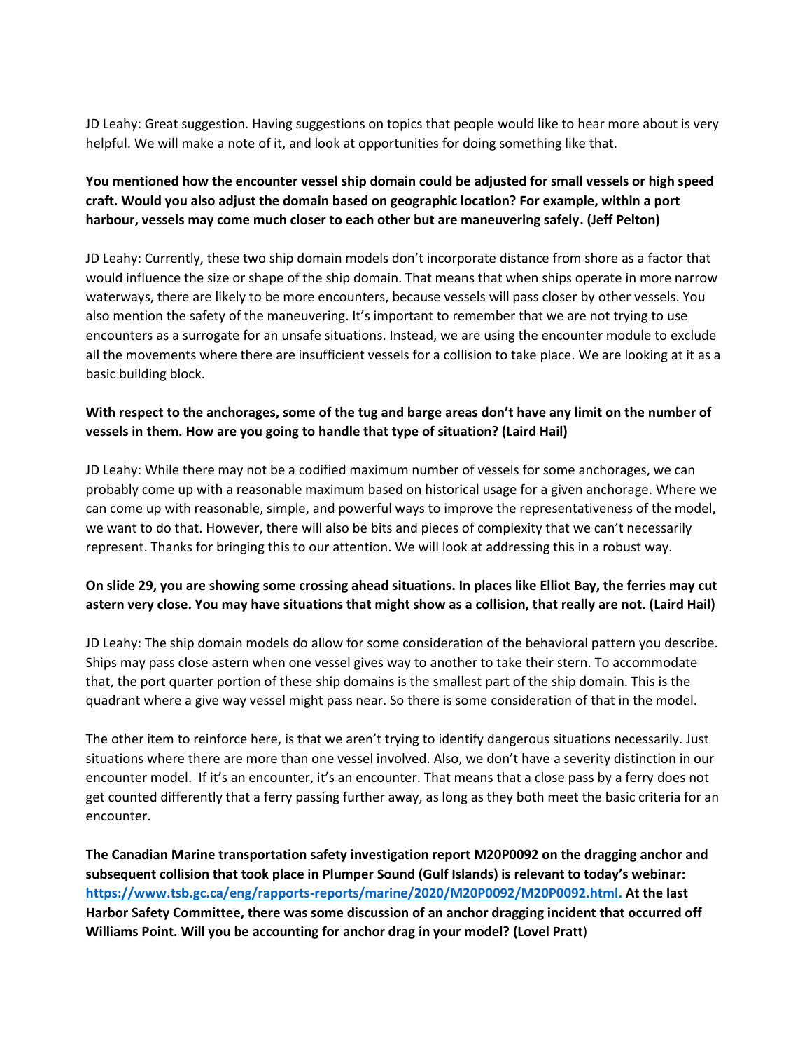JD Leahy: Great suggestion. Having suggestions on topics that people would like to hear more about is very helpful. We will make a note of it, and look at opportunities for doing something like that.

**You mentioned how the encounter vessel ship domain could be adjusted for small vessels or high speed craft. Would you also adjust the domain based on geographic location? For example, within a port harbour, vessels may come much closer to each other but are maneuvering safely. (Jeff Pelton)**

JD Leahy: Currently, these two ship domain models don't incorporate distance from shore as a factor that would influence the size or shape of the ship domain. That means that when ships operate in more narrow waterways, there are likely to be more encounters, because vessels will pass closer by other vessels. You also mention the safety of the maneuvering. It's important to remember that we are not trying to use encounters as a surrogate for an unsafe situations. Instead, we are using the encounter module to exclude all the movements where there are insufficient vessels for a collision to take place. We are looking at it as a basic building block.

**With respect to the anchorages, some of the tug and barge areas don't have any limit on the number of vessels in them. How are you going to handle that type of situation? (Laird Hail)**

JD Leahy: While there may not be a codified maximum number of vessels for some anchorages, we can probably come up with a reasonable maximum based on historical usage for a given anchorage. Where we can come up with reasonable, simple, and powerful ways to improve the representativeness of the model, we want to do that. However, there will also be bits and pieces of complexity that we can't necessarily represent. Thanks for bringing this to our attention. We will look at addressing this in a robust way.

**On slide 29, you are showing some crossing ahead situations. In places like Elliot Bay, the ferries may cut astern very close. You may have situations that might show as a collision, that really are not. (Laird Hail)**

JD Leahy: The ship domain models do allow for some consideration of the behavioral pattern you describe. Ships may pass close astern when one vessel gives way to another to take their stern. To accommodate that, the port quarter portion of these ship domains is the smallest part of the ship domain. This is the quadrant where a give way vessel might pass near. So there is some consideration of that in the model.

The other item to reinforce here, is that we aren't trying to identify dangerous situations necessarily. Just situations where there are more than one vessel involved. Also, we don't have a severity distinction in our encounter model. If it's an encounter, it's an encounter. That means that a close pass by a ferry does not get counted differently that a ferry passing further away, as long as they both meet the basic criteria for an encounter.

**The Canadian Marine transportation safety investigation report M20P0092 on the dragging anchor and subsequent collision that took place in Plumper Sound (Gulf Islands) is relevant to today's webinar: https://www.tsb.gc.ca/eng/rapports-reports/marine/2020/M20P0092/M20P0092.html. At the last Harbor Safety Committee, there was some discussion of an anchor dragging incident that occurred off Williams Point. Will you be accounting for anchor drag in your model? (Lovel Pratt)**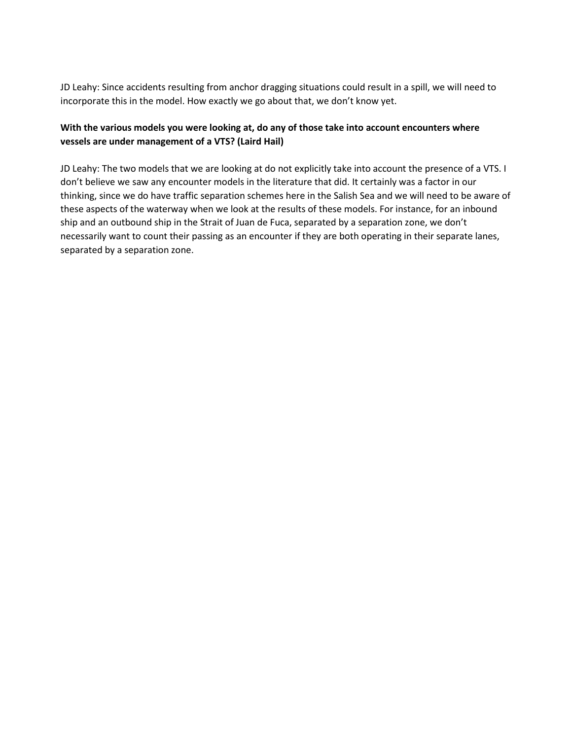JD Leahy: Since accidents resulting from anchor dragging situations could result in a spill, we will need to incorporate this in the model. How exactly we go about that, we don't know yet.

**With the various models you were looking at, do any of those take into account encounters where vessels are under management of a VTS? (Laird Hail)**

JD Leahy: The two models that we are looking at do not explicitly take into account the presence of a VTS. I don't believe we saw any encounter models in the literature that did. It certainly was a factor in our thinking, since we do have traffic separation schemes here in the Salish Sea and we will need to be aware of these aspects of the waterway when we look at the results of these models. For instance, for an inbound ship and an outbound ship in the Strait of Juan de Fuca, separated by a separation zone, we don't necessarily want to count their passing as an encounter if they are both operating in their separate lanes, separated by a separation zone.